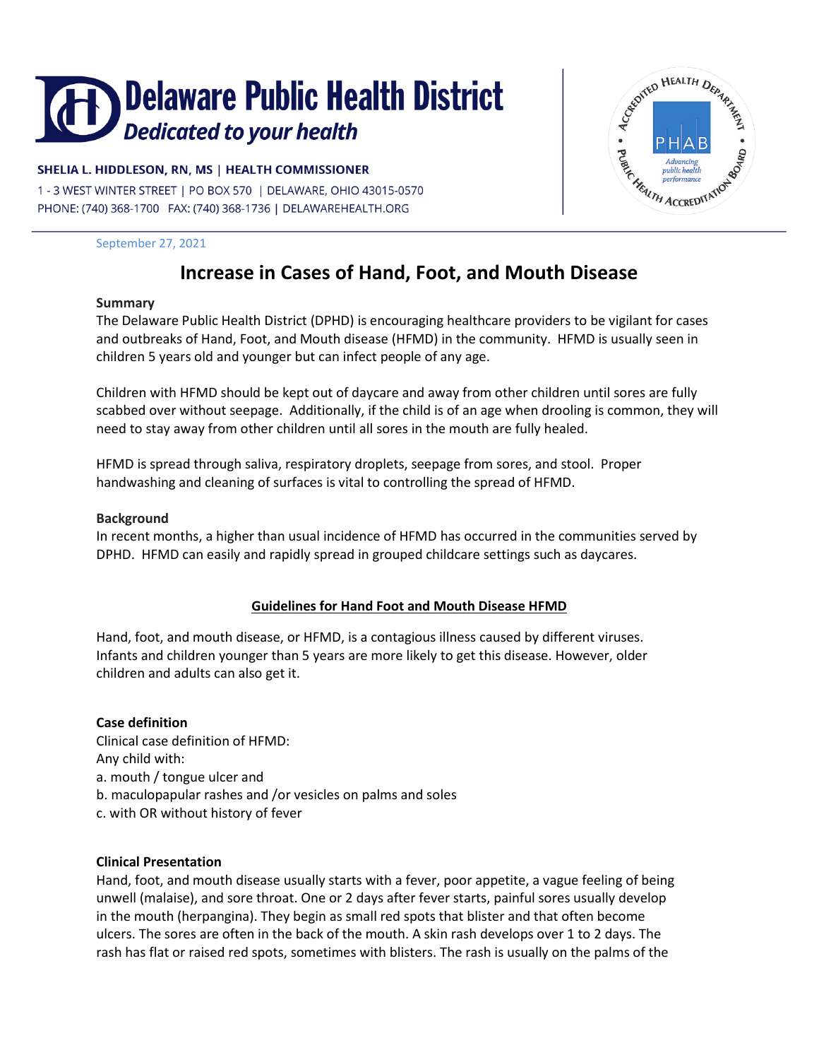# Delaware Public Health District

*Dedicated to your health*

**SHELIA L. HIDDLESON, RN, MS | HEALTH COMMISSIONER**

1 - 3 WEST WINTER STREET | PO BOX 570 | DELAWARE, OHIO 43015-0570

PHONE: (740) 368-1700 FAX: (740) 368-1736 | DELAWAREHEALTH.ORG

September 27, 2021

## Increase in Cases of Hand, Foot, and Mouth Disease

**Summary**

The Delaware Public Health District (DPHD) is encouraging healthcare providers to be vigilant for cases and outbreaks of Hand, Foot, and Mouth disease (HFMD) in the community. HFMD is usually seen in children 5 years old and younger but can infect people of any age.

Children with HFMD should be kept out of daycare and away from other children until sores are fully scabbed over without seepage. Additionally, if the child is of an age when drooling is common, they will need to stay away from other children until all sores in the mouth are fully healed.

HFMD is spread through saliva, respiratory droplets, seepage from sores, and stool. Proper handwashing and cleaning of surfaces is vital to controlling the spread of HFMD.

**Background**

In recent months, a higher than usual incidence of HFMD has occurred in the communities served by DPHD. HFMD can easily and rapidly spread in grouped childcare settings such as daycares.

### Guidelines for Hand Foot and Mouth Disease HFMD

Hand, foot, and mouth disease, or HFMD, is a contagious illness caused by different viruses. Infants and children younger than 5 years are more likely to get this disease. However, older children and adults can also get it.

**Case definition**

Clinical case definition of HFMD:
Any child with:
a. mouth / tongue ulcer and
b. maculopapular rashes and /or vesicles on palms and soles
c. with OR without history of fever

**Clinical Presentation**

Hand, foot, and mouth disease usually starts with a fever, poor appetite, a vague feeling of being unwell (malaise), and sore throat. One or 2 days after fever starts, painful sores usually develop in the mouth (herpangina). They begin as small red spots that blister and that often become ulcers. The sores are often in the back of the mouth. A skin rash develops over 1 to 2 days. The rash has flat or raised red spots, sometimes with blisters. The rash is usually on the palms of the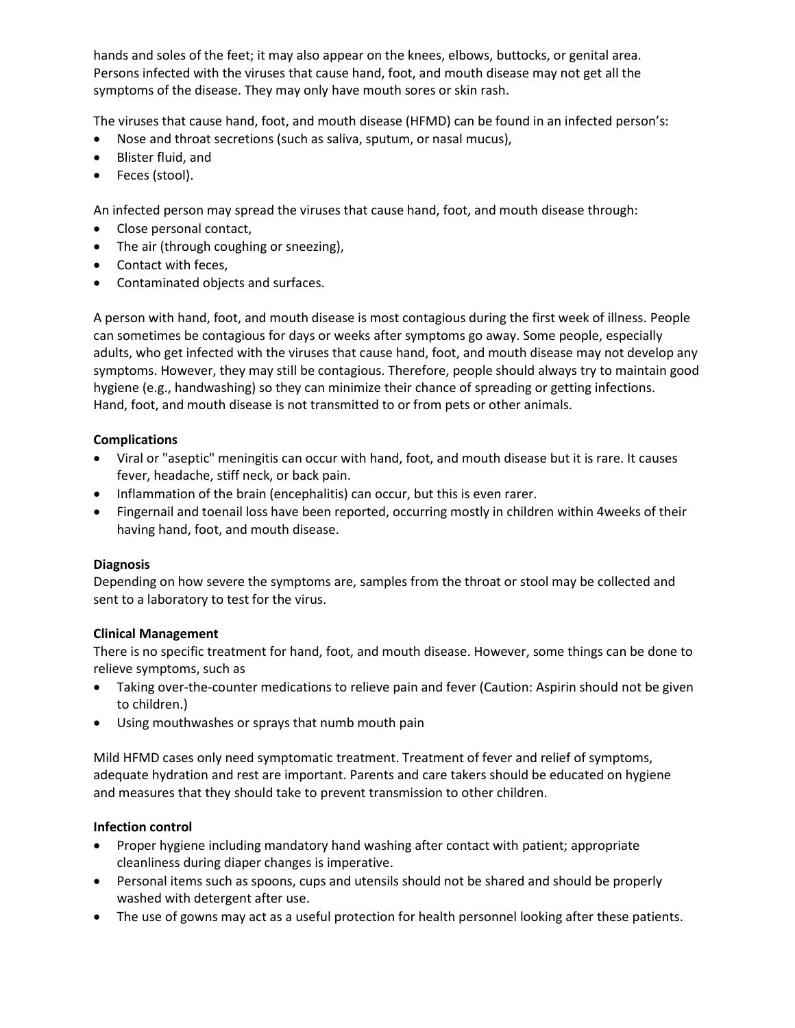hands and soles of the feet; it may also appear on the knees, elbows, buttocks, or genital area. Persons infected with the viruses that cause hand, foot, and mouth disease may not get all the symptoms of the disease. They may only have mouth sores or skin rash.

The viruses that cause hand, foot, and mouth disease (HFMD) can be found in an infected person's:

- Nose and throat secretions (such as saliva, sputum, or nasal mucus),
- Blister fluid, and
- Feces (stool).

An infected person may spread the viruses that cause hand, foot, and mouth disease through:

- Close personal contact,
- The air (through coughing or sneezing),
- Contact with feces,
- Contaminated objects and surfaces.

A person with hand, foot, and mouth disease is most contagious during the first week of illness. People can sometimes be contagious for days or weeks after symptoms go away. Some people, especially adults, who get infected with the viruses that cause hand, foot, and mouth disease may not develop any symptoms. However, they may still be contagious. Therefore, people should always try to maintain good hygiene (e.g., handwashing) so they can minimize their chance of spreading or getting infections. Hand, foot, and mouth disease is not transmitted to or from pets or other animals.

**Complications**

- Viral or "aseptic" meningitis can occur with hand, foot, and mouth disease but it is rare. It causes fever, headache, stiff neck, or back pain.
- Inflammation of the brain (encephalitis) can occur, but this is even rarer.
- Fingernail and toenail loss have been reported, occurring mostly in children within 4weeks of their having hand, foot, and mouth disease.

**Diagnosis**

Depending on how severe the symptoms are, samples from the throat or stool may be collected and sent to a laboratory to test for the virus.

**Clinical Management**

There is no specific treatment for hand, foot, and mouth disease. However, some things can be done to relieve symptoms, such as

- Taking over-the-counter medications to relieve pain and fever (Caution: Aspirin should not be given to children.)
- Using mouthwashes or sprays that numb mouth pain

Mild HFMD cases only need symptomatic treatment. Treatment of fever and relief of symptoms, adequate hydration and rest are important. Parents and care takers should be educated on hygiene and measures that they should take to prevent transmission to other children.

**Infection control**

- Proper hygiene including mandatory hand washing after contact with patient; appropriate cleanliness during diaper changes is imperative.
- Personal items such as spoons, cups and utensils should not be shared and should be properly washed with detergent after use.
- The use of gowns may act as a useful protection for health personnel looking after these patients.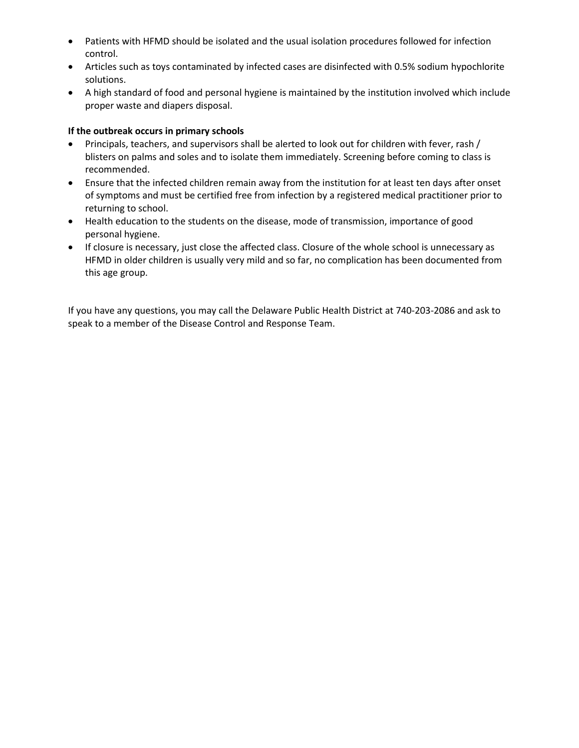- Patients with HFMD should be isolated and the usual isolation procedures followed for infection control.
- Articles such as toys contaminated by infected cases are disinfected with 0.5% sodium hypochlorite solutions.
- A high standard of food and personal hygiene is maintained by the institution involved which include proper waste and diapers disposal.

**If the outbreak occurs in primary schools**

- Principals, teachers, and supervisors shall be alerted to look out for children with fever, rash / blisters on palms and soles and to isolate them immediately. Screening before coming to class is recommended.
- Ensure that the infected children remain away from the institution for at least ten days after onset of symptoms and must be certified free from infection by a registered medical practitioner prior to returning to school.
- Health education to the students on the disease, mode of transmission, importance of good personal hygiene.
- If closure is necessary, just close the affected class. Closure of the whole school is unnecessary as HFMD in older children is usually very mild and so far, no complication has been documented from this age group.

If you have any questions, you may call the Delaware Public Health District at 740-203-2086 and ask to speak to a member of the Disease Control and Response Team.